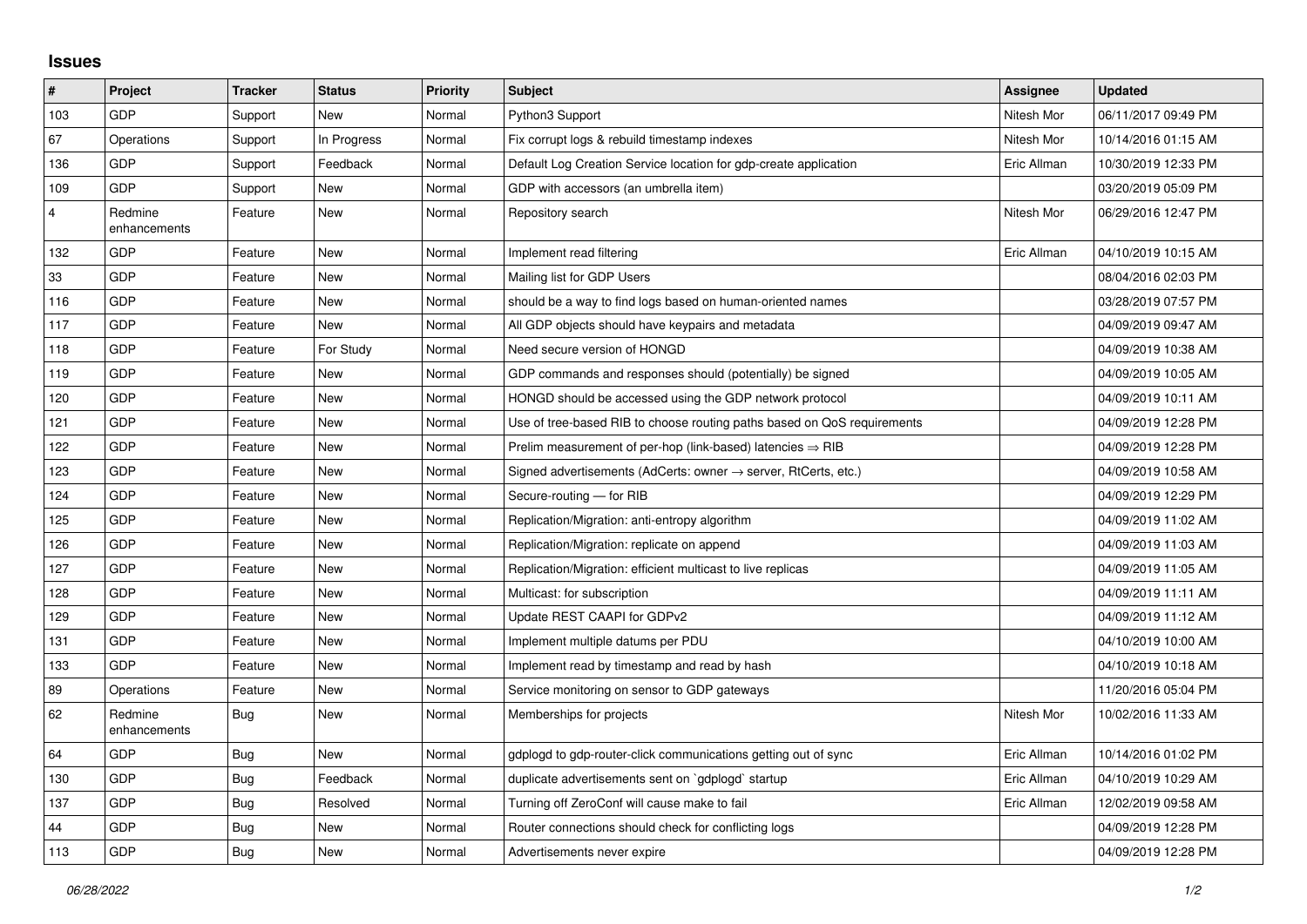## Issues

| # | Project | Tracker | Status | Priority | Subject | Assignee | Updated |
|---|---|---|---|---|---|---|---|
| 103 | GDP | Support | New | Normal | Python3 Support | Nitesh Mor | 06/11/2017 09:49 PM |
| 67 | Operations | Support | In Progress | Normal | Fix corrupt logs & rebuild timestamp indexes | Nitesh Mor | 10/14/2016 01:15 AM |
| 136 | GDP | Support | Feedback | Normal | Default Log Creation Service location for gdp-create application | Eric Allman | 10/30/2019 12:33 PM |
| 109 | GDP | Support | New | Normal | GDP with accessors (an umbrella item) | | 03/20/2019 05:09 PM |
| 4 | Redmine enhancements | Feature | New | Normal | Repository search | Nitesh Mor | 06/29/2016 12:47 PM |
| 132 | GDP | Feature | New | Normal | Implement read filtering | Eric Allman | 04/10/2019 10:15 AM |
| 33 | GDP | Feature | New | Normal | Mailing list for GDP Users | | 08/04/2016 02:03 PM |
| 116 | GDP | Feature | New | Normal | should be a way to find logs based on human-oriented names | | 03/28/2019 07:57 PM |
| 117 | GDP | Feature | New | Normal | All GDP objects should have keypairs and metadata | | 04/09/2019 09:47 AM |
| 118 | GDP | Feature | For Study | Normal | Need secure version of HONGD | | 04/09/2019 10:38 AM |
| 119 | GDP | Feature | New | Normal | GDP commands and responses should (potentially) be signed | | 04/09/2019 10:05 AM |
| 120 | GDP | Feature | New | Normal | HONGD should be accessed using the GDP network protocol | | 04/09/2019 10:11 AM |
| 121 | GDP | Feature | New | Normal | Use of tree-based RIB to choose routing paths based on QoS requirements | | 04/09/2019 12:28 PM |
| 122 | GDP | Feature | New | Normal | Prelim measurement of per-hop (link-based) latencies ⇒ RIB | | 04/09/2019 12:28 PM |
| 123 | GDP | Feature | New | Normal | Signed advertisements (AdCerts: owner → server, RtCerts, etc.) | | 04/09/2019 10:58 AM |
| 124 | GDP | Feature | New | Normal | Secure-routing — for RIB | | 04/09/2019 12:29 PM |
| 125 | GDP | Feature | New | Normal | Replication/Migration: anti-entropy algorithm | | 04/09/2019 11:02 AM |
| 126 | GDP | Feature | New | Normal | Replication/Migration: replicate on append | | 04/09/2019 11:03 AM |
| 127 | GDP | Feature | New | Normal | Replication/Migration: efficient multicast to live replicas | | 04/09/2019 11:05 AM |
| 128 | GDP | Feature | New | Normal | Multicast: for subscription | | 04/09/2019 11:11 AM |
| 129 | GDP | Feature | New | Normal | Update REST CAAPI for GDPv2 | | 04/09/2019 11:12 AM |
| 131 | GDP | Feature | New | Normal | Implement multiple datums per PDU | | 04/10/2019 10:00 AM |
| 133 | GDP | Feature | New | Normal | Implement read by timestamp and read by hash | | 04/10/2019 10:18 AM |
| 89 | Operations | Feature | New | Normal | Service monitoring on sensor to GDP gateways | | 11/20/2016 05:04 PM |
| 62 | Redmine enhancements | Bug | New | Normal | Memberships for projects | Nitesh Mor | 10/02/2016 11:33 AM |
| 64 | GDP | Bug | New | Normal | gdplogd to gdp-router-click communications getting out of sync | Eric Allman | 10/14/2016 01:02 PM |
| 130 | GDP | Bug | Feedback | Normal | duplicate advertisements sent on `gdplogd` startup | Eric Allman | 04/10/2019 10:29 AM |
| 137 | GDP | Bug | Resolved | Normal | Turning off ZeroConf will cause make to fail | Eric Allman | 12/02/2019 09:58 AM |
| 44 | GDP | Bug | New | Normal | Router connections should check for conflicting logs | | 04/09/2019 12:28 PM |
| 113 | GDP | Bug | New | Normal | Advertisements never expire | | 04/09/2019 12:28 PM |

*06/28/2022*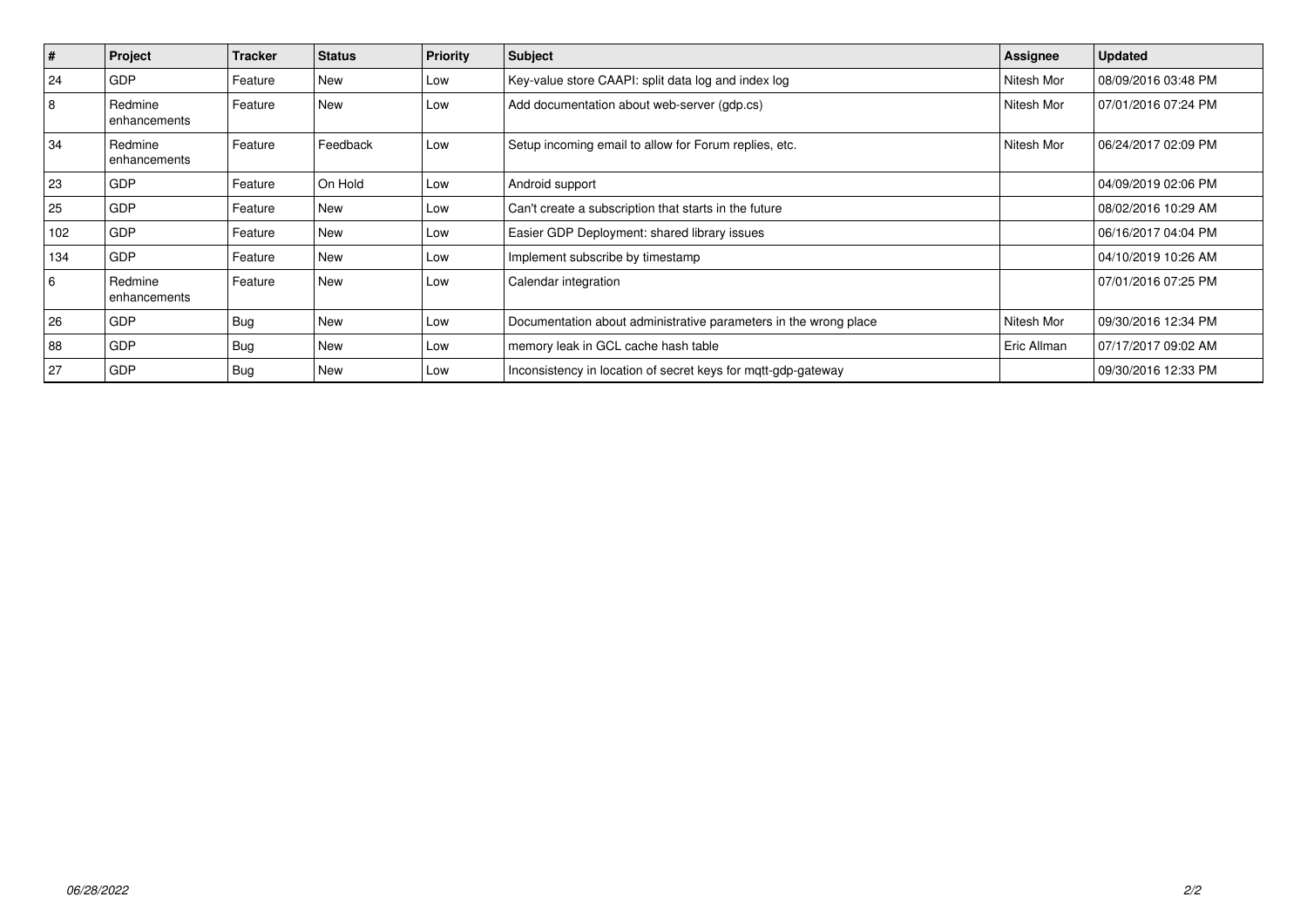| # | Project | Tracker | Status | Priority | Subject | Assignee | Updated |
|---|---|---|---|---|---|---|---|
| 24 | GDP | Feature | New | Low | Key-value store CAAPI: split data log and index log | Nitesh Mor | 08/09/2016 03:48 PM |
| 8 | Redmine enhancements | Feature | New | Low | Add documentation about web-server (gdp.cs) | Nitesh Mor | 07/01/2016 07:24 PM |
| 34 | Redmine enhancements | Feature | Feedback | Low | Setup incoming email to allow for Forum replies, etc. | Nitesh Mor | 06/24/2017 02:09 PM |
| 23 | GDP | Feature | On Hold | Low | Android support | | 04/09/2019 02:06 PM |
| 25 | GDP | Feature | New | Low | Can't create a subscription that starts in the future | | 08/02/2016 10:29 AM |
| 102 | GDP | Feature | New | Low | Easier GDP Deployment: shared library issues | | 06/16/2017 04:04 PM |
| 134 | GDP | Feature | New | Low | Implement subscribe by timestamp | | 04/10/2019 10:26 AM |
| 6 | Redmine enhancements | Feature | New | Low | Calendar integration | | 07/01/2016 07:25 PM |
| 26 | GDP | Bug | New | Low | Documentation about administrative parameters in the wrong place | Nitesh Mor | 09/30/2016 12:34 PM |
| 88 | GDP | Bug | New | Low | memory leak in GCL cache hash table | Eric Allman | 07/17/2017 09:02 AM |
| 27 | GDP | Bug | New | Low | Inconsistency in location of secret keys for mqtt-gdp-gateway | | 09/30/2016 12:33 PM |